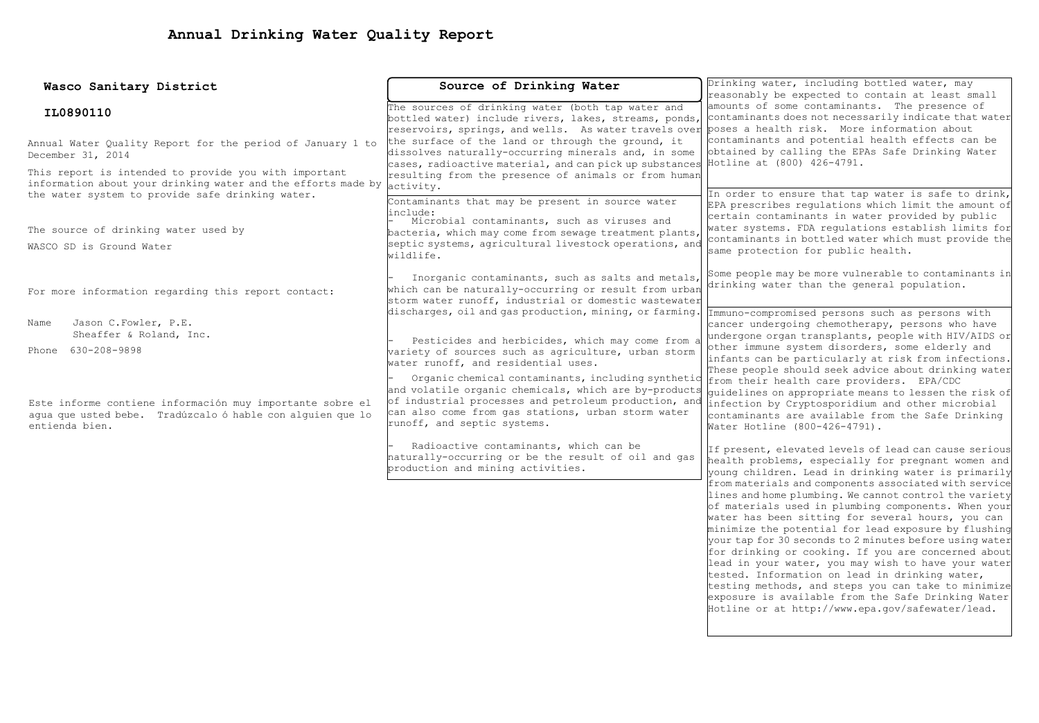# Annual Drinking Water Quality Report

## Wasco Sanitary District

**IL0890110**

Annual Water Quality Report for the period of January 1 to December 31, 2014

This report is intended to provide you with important information about your drinking water and the efforts made by the water system to provide safe drinking water.

The source of drinking water used by

WASCO SD is Ground Water

For more information regarding this report contact:

Name Jason C.Fowler, P.E.
Sheaffer & Roland, Inc.

Phone 630-208-9898

Este informe contiene información muy importante sobre el agua que usted bebe. Tradúzcalo ó hable con alguien que lo entienda bien.

## Source of Drinking Water

The sources of drinking water (both tap water and bottled water) include rivers, lakes, streams, ponds, reservoirs, springs, and wells. As water travels over the surface of the land or through the ground, it dissolves naturally-occurring minerals and, in some cases, radioactive material, and can pick up substances resulting from the presence of animals or from human activity.

Contaminants that may be present in source water include:

- Microbial contaminants, such as viruses and bacteria, which may come from sewage treatment plants, septic systems, agricultural livestock operations, and wildlife.

- Inorganic contaminants, such as salts and metals, which can be naturally-occurring or result from urban storm water runoff, industrial or domestic wastewater discharges, oil and gas production, mining, or farming.

- Pesticides and herbicides, which may come from a variety of sources such as agriculture, urban storm water runoff, and residential uses.

- Organic chemical contaminants, including synthetic and volatile organic chemicals, which are by-products of industrial processes and petroleum production, and can also come from gas stations, urban storm water runoff, and septic systems.

- Radioactive contaminants, which can be naturally-occurring or be the result of oil and gas production and mining activities.

Drinking water, including bottled water, may reasonably be expected to contain at least small amounts of some contaminants. The presence of contaminants does not necessarily indicate that water poses a health risk. More information about contaminants and potential health effects can be obtained by calling the EPAs Safe Drinking Water Hotline at (800) 426-4791.

In order to ensure that tap water is safe to drink, EPA prescribes regulations which limit the amount of certain contaminants in water provided by public water systems. FDA regulations establish limits for contaminants in bottled water which must provide the same protection for public health.

Some people may be more vulnerable to contaminants in drinking water than the general population.

Immuno-compromised persons such as persons with cancer undergoing chemotherapy, persons who have undergone organ transplants, people with HIV/AIDS or other immune system disorders, some elderly and infants can be particularly at risk from infections. These people should seek advice about drinking water from their health care providers. EPA/CDC guidelines on appropriate means to lessen the risk of infection by Cryptosporidium and other microbial contaminants are available from the Safe Drinking Water Hotline (800-426-4791).

If present, elevated levels of lead can cause serious health problems, especially for pregnant women and young children. Lead in drinking water is primarily from materials and components associated with service lines and home plumbing. We cannot control the variety of materials used in plumbing components. When your water has been sitting for several hours, you can minimize the potential for lead exposure by flushing your tap for 30 seconds to 2 minutes before using water for drinking or cooking. If you are concerned about lead in your water, you may wish to have your water tested. Information on lead in drinking water, testing methods, and steps you can take to minimize exposure is available from the Safe Drinking Water Hotline or at http://www.epa.gov/safewater/lead.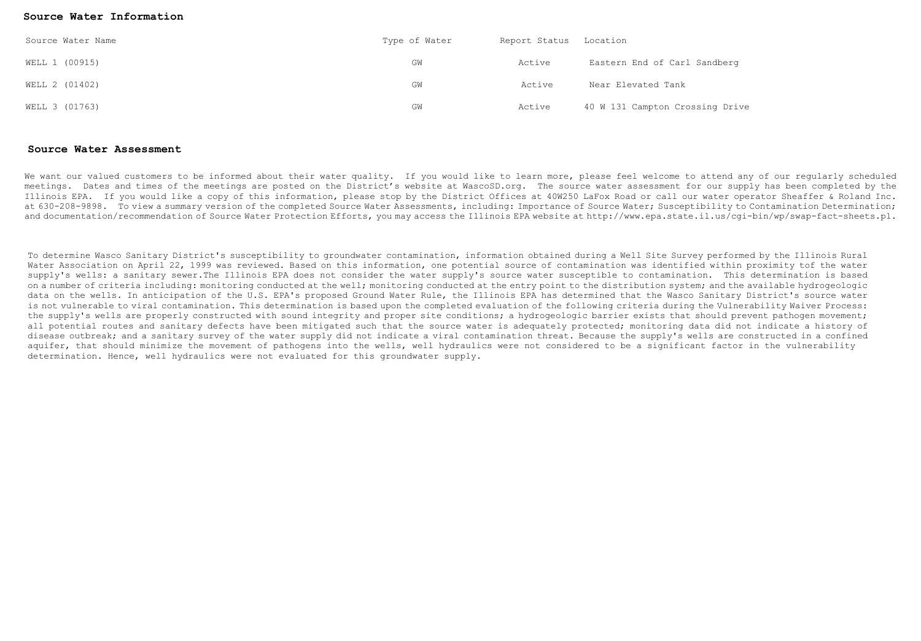## Source Water Information

| Source Water Name | Type of Water | Report Status | Location |
|---|---|---|---|
| WELL 1 (00915) | GW | Active | Eastern End of Carl Sandberg |
| WELL 2 (01402) | GW | Active | Near Elevated Tank |
| WELL 3 (01763) | GW | Active | 40 W 131 Campton Crossing Drive |

## Source Water Assessment

We want our valued customers to be informed about their water quality. If you would like to learn more, please feel welcome to attend any of our regularly scheduled meetings. Dates and times of the meetings are posted on the District's website at WascoSD.org. The source water assessment for our supply has been completed by the Illinois EPA. If you would like a copy of this information, please stop by the District Offices at 40W250 LaFox Road or call our water operator Sheaffer & Roland Inc. at 630-208-9898. To view a summary version of the completed Source Water Assessments, including: Importance of Source Water; Susceptibility to Contamination Determination; and documentation/recommendation of Source Water Protection Efforts, you may access the Illinois EPA website at http://www.epa.state.il.us/cgi-bin/wp/swap-fact-sheets.pl.

To determine Wasco Sanitary District's susceptibility to groundwater contamination, information obtained during a Well Site Survey performed by the Illinois Rural Water Association on April 22, 1999 was reviewed. Based on this information, one potential source of contamination was identified within proximity tof the water supply's wells: a sanitary sewer.The Illinois EPA does not consider the water supply's source water susceptible to contamination. This determination is based on a number of criteria including: monitoring conducted at the well; monitoring conducted at the entry point to the distribution system; and the available hydrogeologic data on the wells. In anticipation of the U.S. EPA's proposed Ground Water Rule, the Illinois EPA has determined that the Wasco Sanitary District's source water is not vulnerable to viral contamination. This determination is based upon the completed evaluation of the following criteria during the Vulnerability Waiver Process: the supply's wells are properly constructed with sound integrity and proper site conditions; a hydrogeologic barrier exists that should prevent pathogen movement; all potential routes and sanitary defects have been mitigated such that the source water is adequately protected; monitoring data did not indicate a history of disease outbreak; and a sanitary survey of the water supply did not indicate a viral contamination threat. Because the supply's wells are constructed in a confined aquifer, that should minimize the movement of pathogens into the wells, well hydraulics were not considered to be a significant factor in the vulnerability determination. Hence, well hydraulics were not evaluated for this groundwater supply.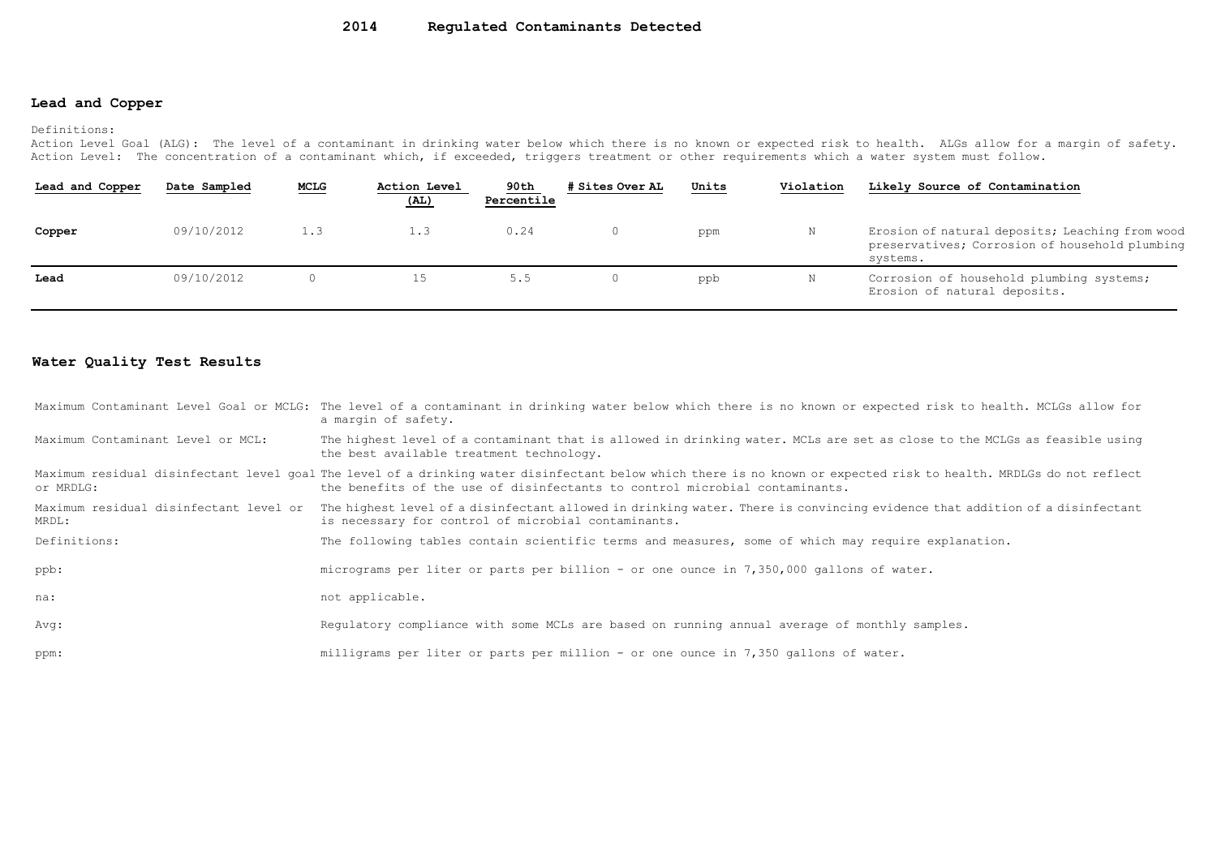# 2014 Regulated Contaminants Detected

## Lead and Copper

Definitions:
Action Level Goal (ALG): The level of a contaminant in drinking water below which there is no known or expected risk to health. ALGs allow for a margin of safety.
Action Level: The concentration of a contaminant which, if exceeded, triggers treatment or other requirements which a water system must follow.

| Lead and Copper | Date Sampled | MCLG | Action Level (AL) | 90th Percentile | # Sites Over AL | Units | Violation | Likely Source of Contamination |
|---|---|---|---|---|---|---|---|---|
| **Copper** | 09/10/2012 | 1.3 | 1.3 | 0.24 | 0 | ppm | N | Erosion of natural deposits; Leaching from wood preservatives; Corrosion of household plumbing systems. |
| **Lead** | 09/10/2012 | 0 | 15 | 5.5 | 0 | ppb | N | Corrosion of household plumbing systems; Erosion of natural deposits. |

## Water Quality Test Results

| | |
|---|---|
| Maximum Contaminant Level Goal or MCLG: | The level of a contaminant in drinking water below which there is no known or expected risk to health. MCLGs allow for a margin of safety. |
| Maximum Contaminant Level or MCL: | The highest level of a contaminant that is allowed in drinking water. MCLs are set as close to the MCLGs as feasible using the best available treatment technology. |
| Maximum residual disinfectant level goal or MRDLG: | The level of a drinking water disinfectant below which there is no known or expected risk to health. MRDLGs do not reflect the benefits of the use of disinfectants to control microbial contaminants. |
| Maximum residual disinfectant level or MRDL: | The highest level of a disinfectant allowed in drinking water. There is convincing evidence that addition of a disinfectant is necessary for control of microbial contaminants. |
| Definitions: | The following tables contain scientific terms and measures, some of which may require explanation. |
| ppb: | micrograms per liter or parts per billion - or one ounce in 7,350,000 gallons of water. |
| na: | not applicable. |
| Avg: | Regulatory compliance with some MCLs are based on running annual average of monthly samples. |
| ppm: | milligrams per liter or parts per million - or one ounce in 7,350 gallons of water. |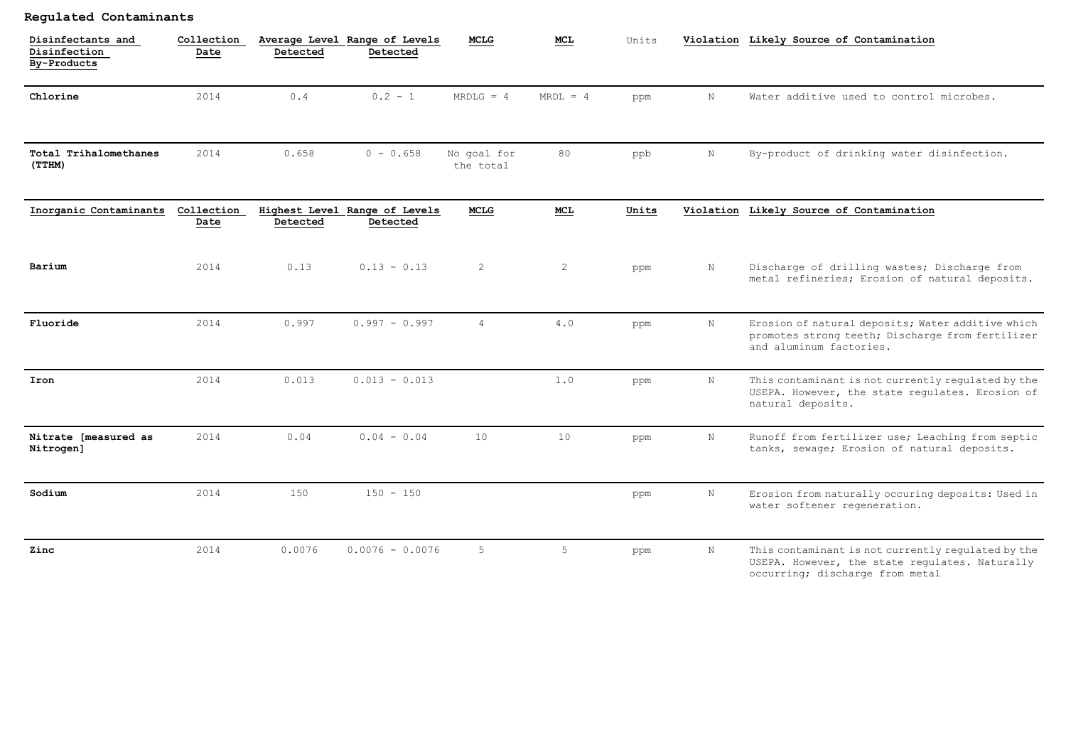## Regulated Contaminants

| Disinfectants and Disinfection By-Products | Collection Date | Average Level Detected | Range of Levels Detected | MCLG | MCL | Units | Violation | Likely Source of Contamination |
|---|---|---|---|---|---|---|---|---|
| **Chlorine** | 2014 | 0.4 | 0.2 - 1 | MRDLG = 4 | MRDL = 4 | ppm | N | Water additive used to control microbes. |
| **Total Trihalomethanes (TTHM)** | 2014 | 0.658 | 0 - 0.658 | No goal for the total | 80 | ppb | N | By-product of drinking water disinfection. |

| Inorganic Contaminants | Collection Date | Highest Level Detected | Range of Levels Detected | MCLG | MCL | Units | Violation | Likely Source of Contamination |
|---|---|---|---|---|---|---|---|---|
| **Barium** | 2014 | 0.13 | 0.13 - 0.13 | 2 | 2 | ppm | N | Discharge of drilling wastes; Discharge from metal refineries; Erosion of natural deposits. |
| **Fluoride** | 2014 | 0.997 | 0.997 - 0.997 | 4 | 4.0 | ppm | N | Erosion of natural deposits; Water additive which promotes strong teeth; Discharge from fertilizer and aluminum factories. |
| **Iron** | 2014 | 0.013 | 0.013 - 0.013 | | 1.0 | ppm | N | This contaminant is not currently regulated by the USEPA. However, the state regulates. Erosion of natural deposits. |
| **Nitrate [measured as Nitrogen]** | 2014 | 0.04 | 0.04 - 0.04 | 10 | 10 | ppm | N | Runoff from fertilizer use; Leaching from septic tanks, sewage; Erosion of natural deposits. |
| **Sodium** | 2014 | 150 | 150 - 150 | | | ppm | N | Erosion from naturally occuring deposits: Used in water softener regeneration. |
| **Zinc** | 2014 | 0.0076 | 0.0076 - 0.0076 | 5 | 5 | ppm | N | This contaminant is not currently regulated by the USEPA. However, the state regulates. Naturally occurring; discharge from metal |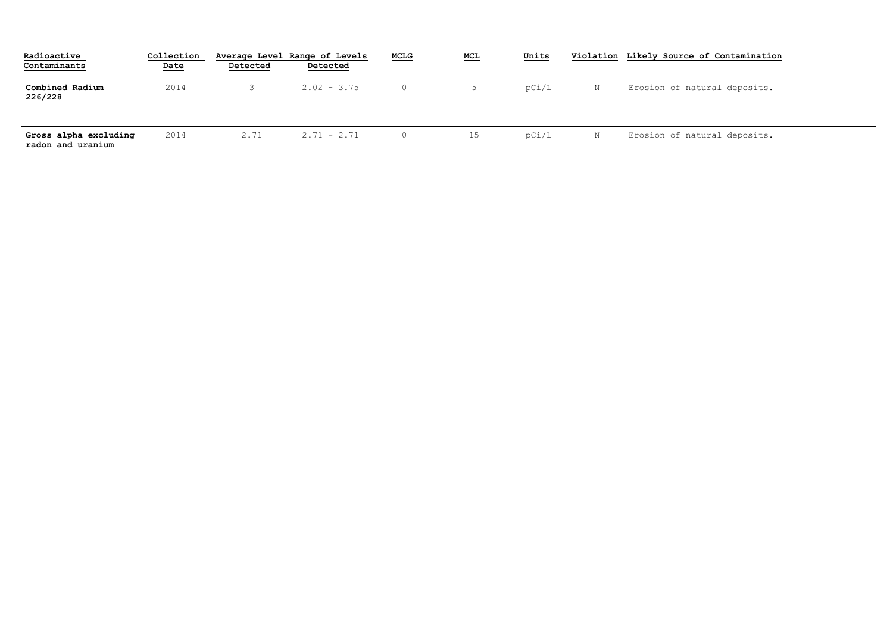| Radioactive Contaminants | Collection Date | Average Level Detected | Range of Levels Detected | MCLG | MCL | Units | Violation | Likely Source of Contamination |
|---|---|---|---|---|---|---|---|---|
| **Combined Radium 226/228** | 2014 | 3 | 2.02 - 3.75 | 0 | 5 | pCi/L | N | Erosion of natural deposits. |
| **Gross alpha excluding radon and uranium** | 2014 | 2.71 | 2.71 - 2.71 | 0 | 15 | pCi/L | N | Erosion of natural deposits. |